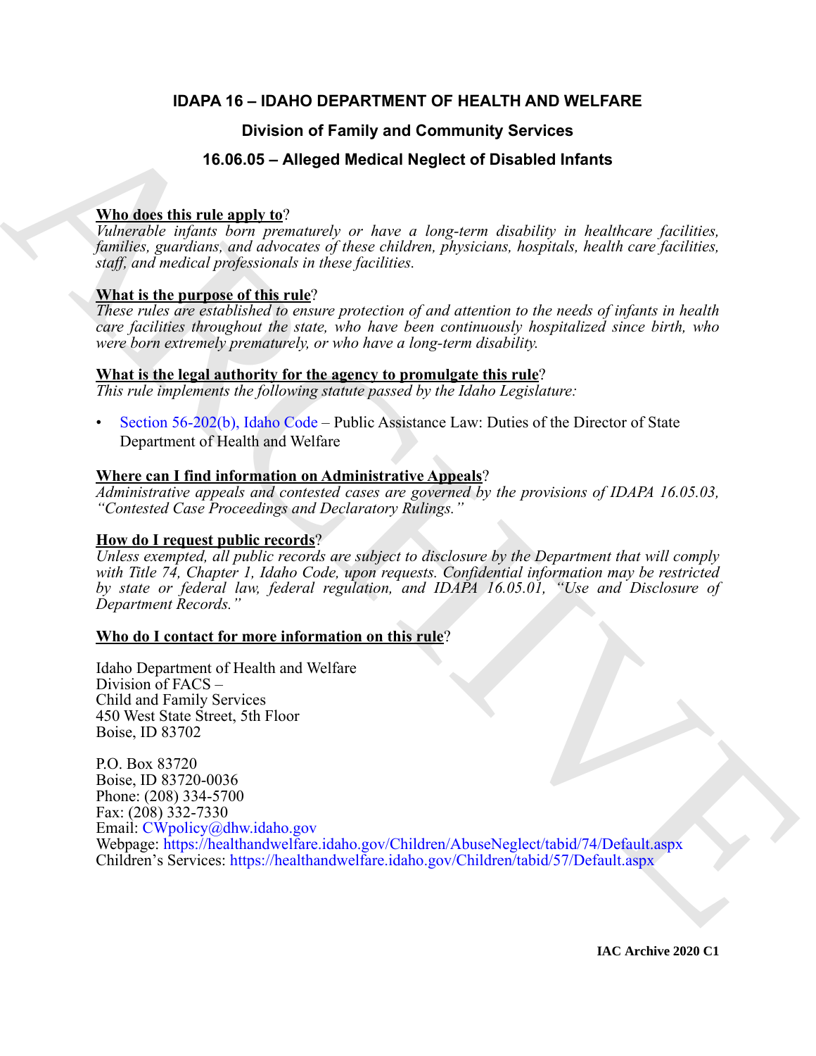# IDAPA 16 – IDAHO DEPARTMENT OF HEALTH AND WELFARE

## Division of Family and Community Services

## 16.06.05 – Alleged Medical Neglect of Disabled Infants

**Who does this rule apply to**?

*Vulnerable infants born prematurely or have a long-term disability in healthcare facilities, families, guardians, and advocates of these children, physicians, hospitals, health care facilities, staff, and medical professionals in these facilities.*

**What is the purpose of this rule**?

*These rules are established to ensure protection of and attention to the needs of infants in health care facilities throughout the state, who have been continuously hospitalized since birth, who were born extremely prematurely, or who have a long-term disability.*

**What is the legal authority for the agency to promulgate this rule**?

*This rule implements the following statute passed by the Idaho Legislature:*

- Section 56-202(b), Idaho Code – Public Assistance Law: Duties of the Director of State Department of Health and Welfare

**Where can I find information on Administrative Appeals**?

*Administrative appeals and contested cases are governed by the provisions of IDAPA 16.05.03, "Contested Case Proceedings and Declaratory Rulings."*

**How do I request public records**?

*Unless exempted, all public records are subject to disclosure by the Department that will comply with Title 74, Chapter 1, Idaho Code, upon requests. Confidential information may be restricted by state or federal law, federal regulation, and IDAPA 16.05.01, "Use and Disclosure of Department Records."*

**Who do I contact for more information on this rule**?

Idaho Department of Health and Welfare
Division of FACS –
Child and Family Services
450 West State Street, 5th Floor
Boise, ID 83702

P.O. Box 83720
Boise, ID 83720-0036
Phone: (208) 334-5700
Fax: (208) 332-7330
Email: CWpolicy@dhw.idaho.gov
Webpage: https://healthandwelfare.idaho.gov/Children/AbuseNeglect/tabid/74/Default.aspx
Children's Services: https://healthandwelfare.idaho.gov/Children/tabid/57/Default.aspx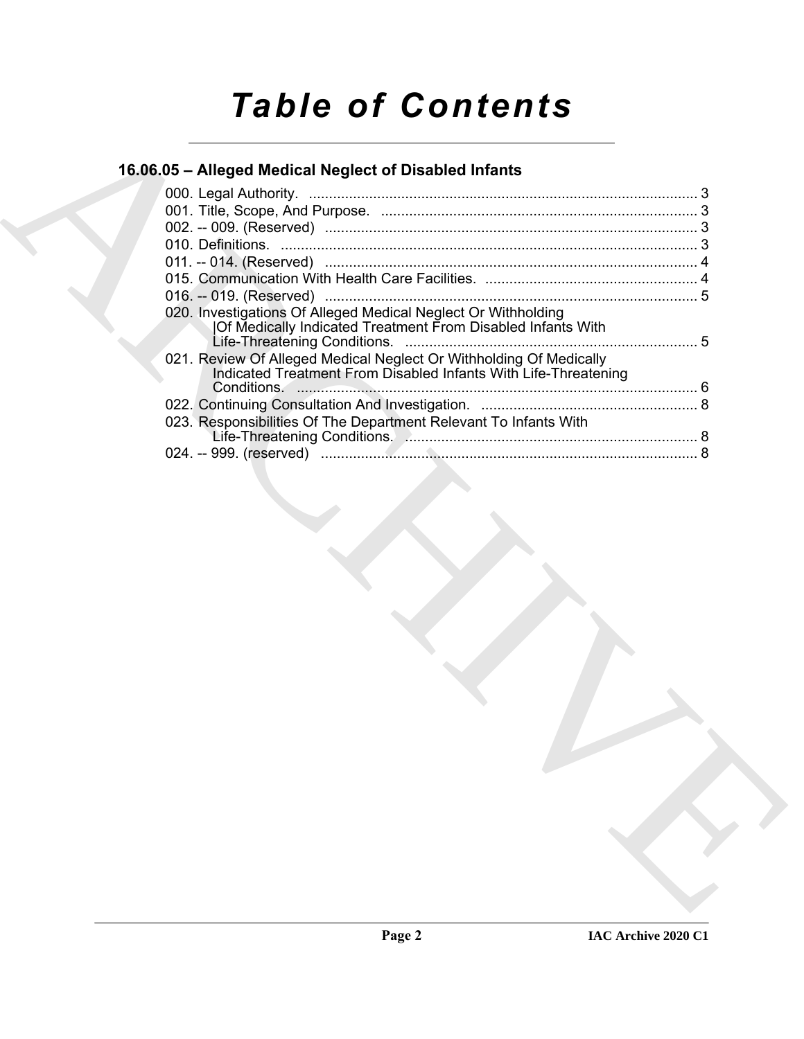# *Table of Contents*

## 16.06.05 – Alleged Medical Neglect of Disabled Infants

000. Legal Authority. ................................................................................................ 3
001. Title, Scope, And Purpose. .............................................................................. 3
002. -- 009. (Reserved) ............................................................................................ 3
010. Definitions. ....................................................................................................... 3
011. -- 014. (Reserved) ............................................................................................ 4
015. Communication With Health Care Facilities. .................................................... 4
016. -- 019. (Reserved) ............................................................................................ 5
020. Investigations Of Alleged Medical Neglect Or Withholding |Of Medically Indicated Treatment From Disabled Infants With Life-Threatening Conditions. ........................................................................ 5
021. Review Of Alleged Medical Neglect Or Withholding Of Medically Indicated Treatment From Disabled Infants With Life-Threatening Conditions. .................................................................................................. 6
022. Continuing Consultation And Investigation. ..................................................... 8
023. Responsibilities Of The Department Relevant To Infants With Life-Threatening Conditions. ........................................................................ 8
024. -- 999. (reserved) ............................................................................................. 8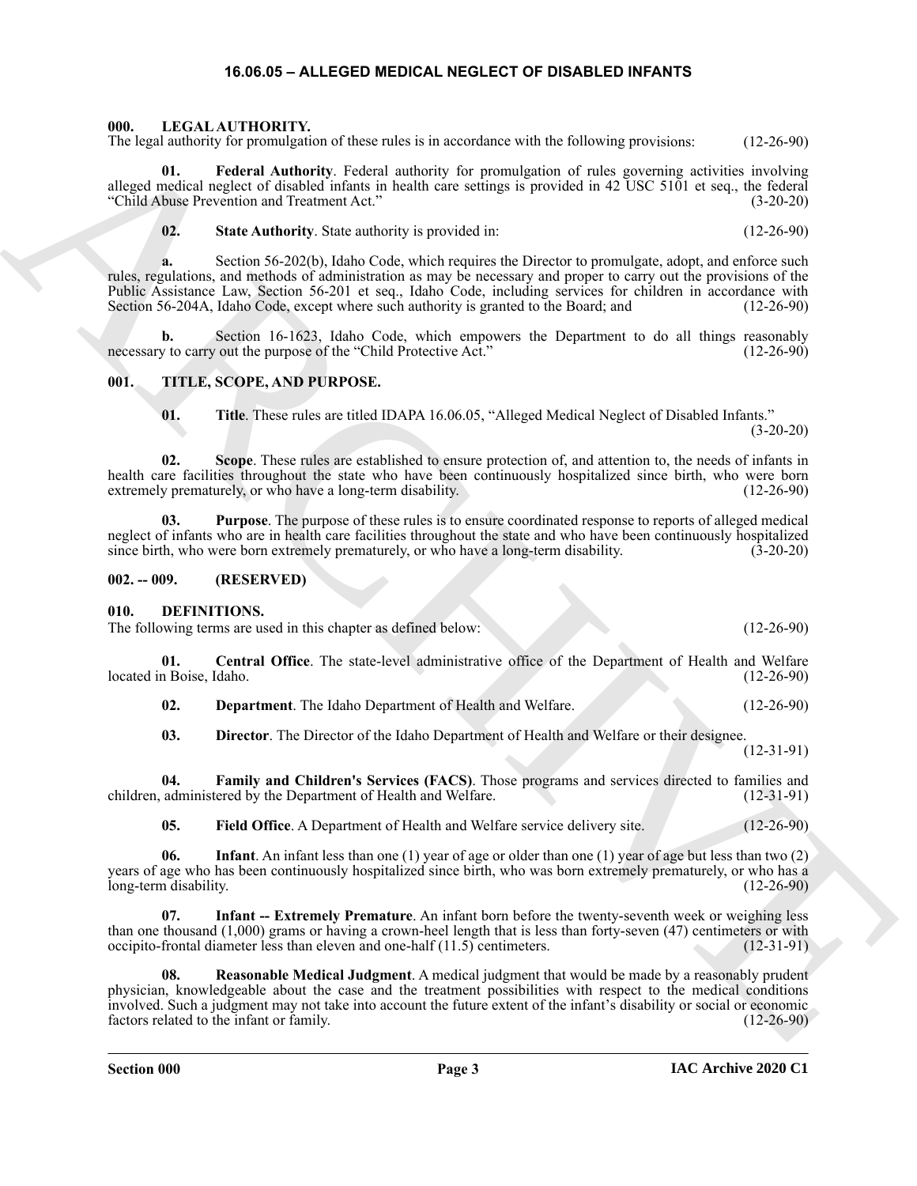# 16.06.05 – ALLEGED MEDICAL NEGLECT OF DISABLED INFANTS

**000. LEGAL AUTHORITY.**

The legal authority for promulgation of these rules is in accordance with the following provisions: (12-26-90)

**01. Federal Authority**. Federal authority for promulgation of rules governing activities involving alleged medical neglect of disabled infants in health care settings is provided in 42 USC 5101 et seq., the federal "Child Abuse Prevention and Treatment Act." (3-20-20)

**02. State Authority**. State authority is provided in: (12-26-90)

**a.** Section 56-202(b), Idaho Code, which requires the Director to promulgate, adopt, and enforce such rules, regulations, and methods of administration as may be necessary and proper to carry out the provisions of the Public Assistance Law, Section 56-201 et seq., Idaho Code, including services for children in accordance with Section 56-204A, Idaho Code, except where such authority is granted to the Board; and (12-26-90)

**b.** Section 16-1623, Idaho Code, which empowers the Department to do all things reasonably necessary to carry out the purpose of the "Child Protective Act." (12-26-90)

**001. TITLE, SCOPE, AND PURPOSE.**

**01. Title**. These rules are titled IDAPA 16.06.05, "Alleged Medical Neglect of Disabled Infants." (3-20-20)

**02. Scope**. These rules are established to ensure protection of, and attention to, the needs of infants in health care facilities throughout the state who have been continuously hospitalized since birth, who were born extremely prematurely, or who have a long-term disability. (12-26-90)

**03. Purpose**. The purpose of these rules is to ensure coordinated response to reports of alleged medical neglect of infants who are in health care facilities throughout the state and who have been continuously hospitalized since birth, who were born extremely prematurely, or who have a long-term disability. (3-20-20)

**002. -- 009. (RESERVED)**

**010. DEFINITIONS.**

The following terms are used in this chapter as defined below: (12-26-90)

**01. Central Office**. The state-level administrative office of the Department of Health and Welfare located in Boise, Idaho. (12-26-90)

**02. Department**. The Idaho Department of Health and Welfare. (12-26-90)

**03. Director**. The Director of the Idaho Department of Health and Welfare or their designee. (12-31-91)

**04. Family and Children's Services (FACS)**. Those programs and services directed to families and children, administered by the Department of Health and Welfare. (12-31-91)

**05. Field Office**. A Department of Health and Welfare service delivery site. (12-26-90)

**06. Infant**. An infant less than one (1) year of age or older than one (1) year of age but less than two (2) years of age who has been continuously hospitalized since birth, who was born extremely prematurely, or who has a long-term disability. (12-26-90)

**07. Infant -- Extremely Premature**. An infant born before the twenty-seventh week or weighing less than one thousand (1,000) grams or having a crown-heel length that is less than forty-seven (47) centimeters or with occipito-frontal diameter less than eleven and one-half (11.5) centimeters. (12-31-91)

**08. Reasonable Medical Judgment**. A medical judgment that would be made by a reasonably prudent physician, knowledgeable about the case and the treatment possibilities with respect to the medical conditions involved. Such a judgment may not take into account the future extent of the infant's disability or social or economic factors related to the infant or family. (12-26-90)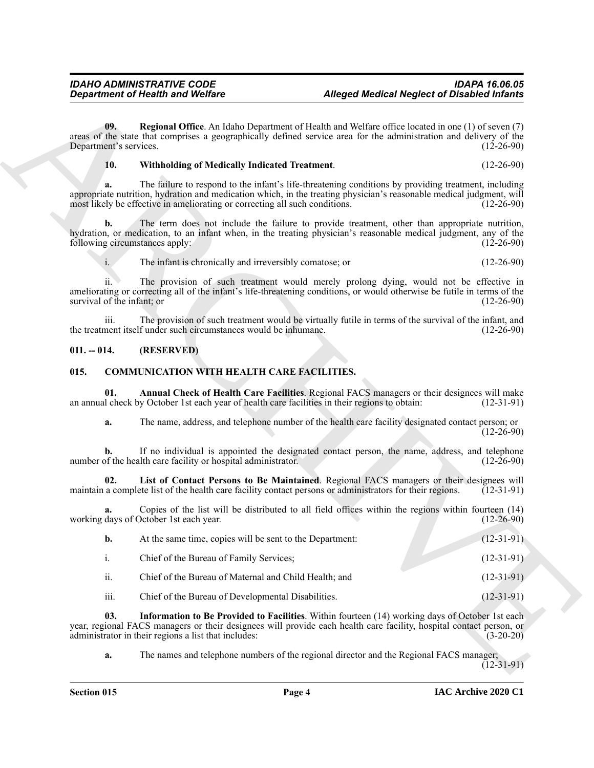**09. Regional Office**. An Idaho Department of Health and Welfare office located in one (1) of seven (7) areas of the state that comprises a geographically defined service area for the administration and delivery of the Department's services. (12-26-90)

**10. Withholding of Medically Indicated Treatment**. (12-26-90)

**a.** The failure to respond to the infant's life-threatening conditions by providing treatment, including appropriate nutrition, hydration and medication which, in the treating physician's reasonable medical judgment, will most likely be effective in ameliorating or correcting all such conditions. (12-26-90)

**b.** The term does not include the failure to provide treatment, other than appropriate nutrition, hydration, or medication, to an infant when, in the treating physician's reasonable medical judgment, any of the following circumstances apply: (12-26-90)

i. The infant is chronically and irreversibly comatose; or (12-26-90)

ii. The provision of such treatment would merely prolong dying, would not be effective in ameliorating or correcting all of the infant's life-threatening conditions, or would otherwise be futile in terms of the survival of the infant; or (12-26-90)

iii. The provision of such treatment would be virtually futile in terms of the survival of the infant, and the treatment itself under such circumstances would be inhumane. (12-26-90)

## 011. -- 014. (RESERVED)

## 015. COMMUNICATION WITH HEALTH CARE FACILITIES.

**01. Annual Check of Health Care Facilities**. Regional FACS managers or their designees will make an annual check by October 1st each year of health care facilities in their regions to obtain: (12-31-91)

**a.** The name, address, and telephone number of the health care facility designated contact person; or (12-26-90)

**b.** If no individual is appointed the designated contact person, the name, address, and telephone number of the health care facility or hospital administrator. (12-26-90)

**02. List of Contact Persons to Be Maintained**. Regional FACS managers or their designees will maintain a complete list of the health care facility contact persons or administrators for their regions. (12-31-91)

**a.** Copies of the list will be distributed to all field offices within the regions within fourteen (14) working days of October 1st each year. (12-26-90)

**b.** At the same time, copies will be sent to the Department: (12-31-91)

i. Chief of the Bureau of Family Services; (12-31-91)

ii. Chief of the Bureau of Maternal and Child Health; and (12-31-91)

iii. Chief of the Bureau of Developmental Disabilities. (12-31-91)

**03. Information to Be Provided to Facilities**. Within fourteen (14) working days of October 1st each year, regional FACS managers or their designees will provide each health care facility, hospital contact person, or administrator in their regions a list that includes: (3-20-20)

**a.** The names and telephone numbers of the regional director and the Regional FACS manager; (12-31-91)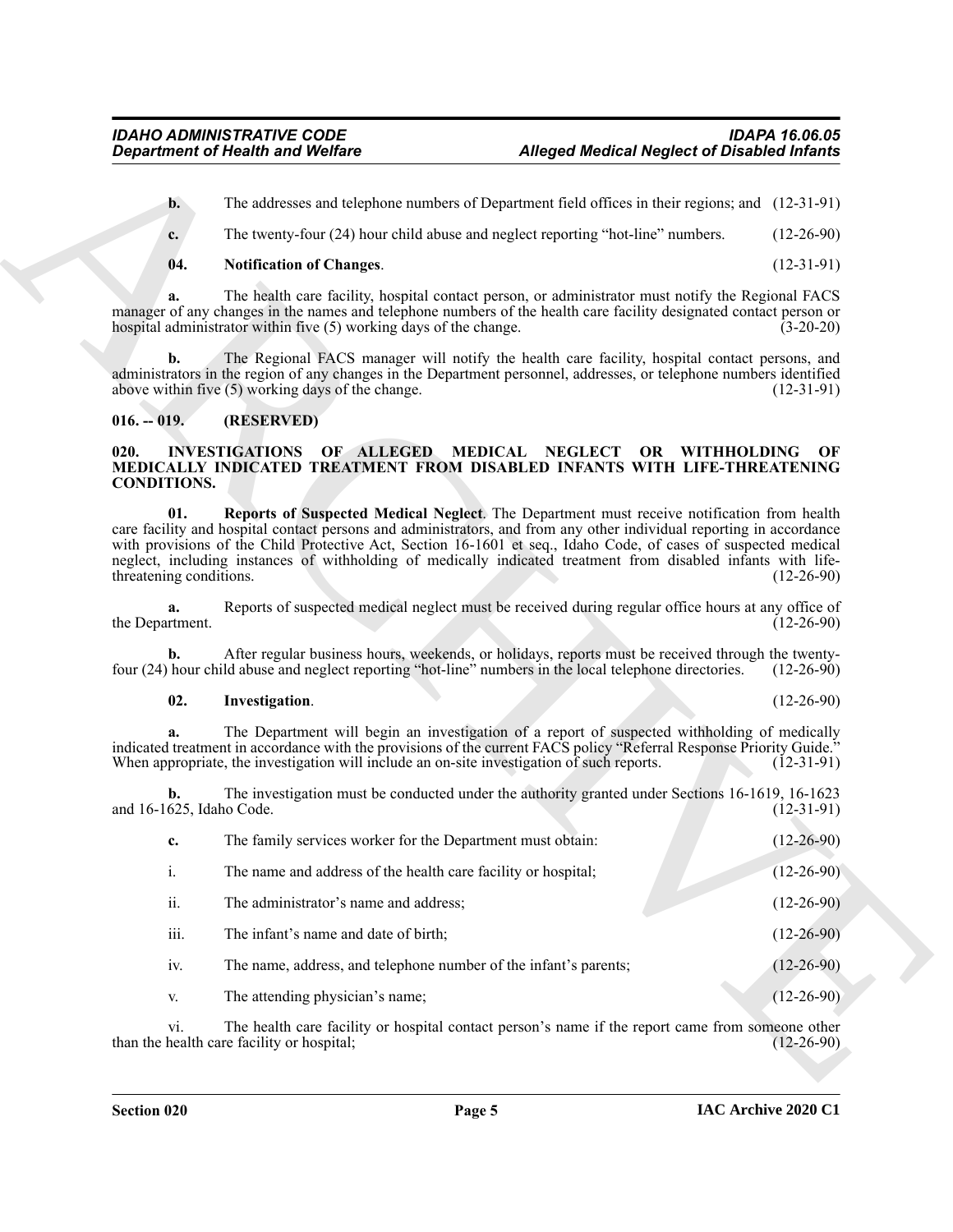**b.** The addresses and telephone numbers of Department field offices in their regions; and (12-31-91)

**c.** The twenty-four (24) hour child abuse and neglect reporting "hot-line" numbers. (12-26-90)

**04. Notification of Changes**. (12-31-91)

**a.** The health care facility, hospital contact person, or administrator must notify the Regional FACS manager of any changes in the names and telephone numbers of the health care facility designated contact person or hospital administrator within five (5) working days of the change. (3-20-20)

**b.** The Regional FACS manager will notify the health care facility, hospital contact persons, and administrators in the region of any changes in the Department personnel, addresses, or telephone numbers identified above within five (5) working days of the change. (12-31-91)

### 016. -- 019. (RESERVED)

### 020. INVESTIGATIONS OF ALLEGED MEDICAL NEGLECT OR WITHHOLDING OF MEDICALLY INDICATED TREATMENT FROM DISABLED INFANTS WITH LIFE-THREATENING CONDITIONS.

**01. Reports of Suspected Medical Neglect**. The Department must receive notification from health care facility and hospital contact persons and administrators, and from any other individual reporting in accordance with provisions of the Child Protective Act, Section 16-1601 et seq., Idaho Code, of cases of suspected medical neglect, including instances of withholding of medically indicated treatment from disabled infants with life-threatening conditions. (12-26-90)

**a.** Reports of suspected medical neglect must be received during regular office hours at any office of the Department. (12-26-90)

**b.** After regular business hours, weekends, or holidays, reports must be received through the twenty-four (24) hour child abuse and neglect reporting "hot-line" numbers in the local telephone directories. (12-26-90)

**02. Investigation**. (12-26-90)

**a.** The Department will begin an investigation of a report of suspected withholding of medically indicated treatment in accordance with the provisions of the current FACS policy "Referral Response Priority Guide." When appropriate, the investigation will include an on-site investigation of such reports. (12-31-91)

**b.** The investigation must be conducted under the authority granted under Sections 16-1619, 16-1623 and 16-1625, Idaho Code. (12-31-91)

**c.** The family services worker for the Department must obtain: (12-26-90)

i. The name and address of the health care facility or hospital; (12-26-90)

ii. The administrator's name and address; (12-26-90)

iii. The infant's name and date of birth; (12-26-90)

iv. The name, address, and telephone number of the infant's parents; (12-26-90)

v. The attending physician's name; (12-26-90)

vi. The health care facility or hospital contact person's name if the report came from someone other than the health care facility or hospital; (12-26-90)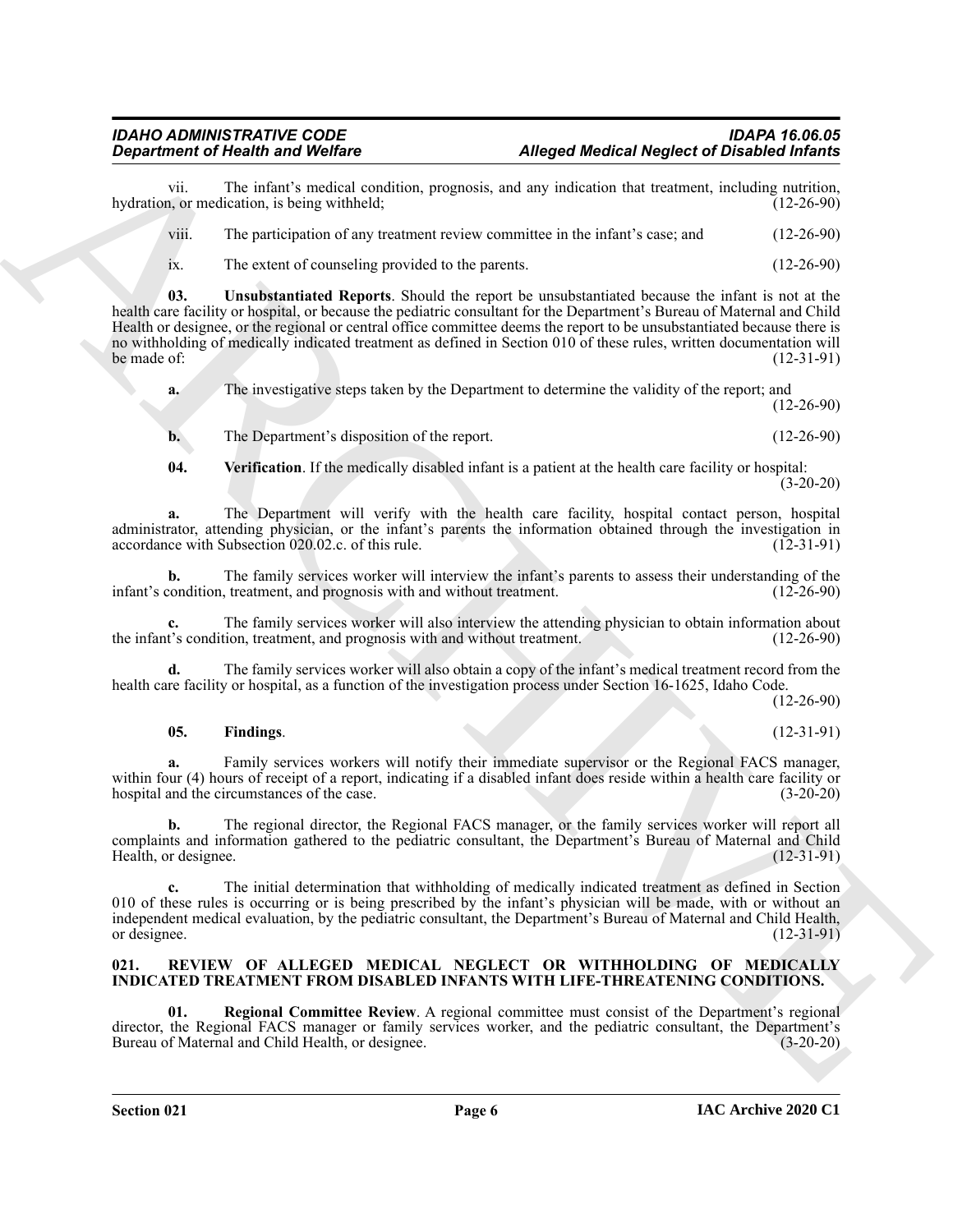vii. The infant's medical condition, prognosis, and any indication that treatment, including nutrition, hydration, or medication, is being withheld; (12-26-90)

viii. The participation of any treatment review committee in the infant's case; and (12-26-90)

ix. The extent of counseling provided to the parents. (12-26-90)

**03. Unsubstantiated Reports**. Should the report be unsubstantiated because the infant is not at the health care facility or hospital, or because the pediatric consultant for the Department's Bureau of Maternal and Child Health or designee, or the regional or central office committee deems the report to be unsubstantiated because there is no withholding of medically indicated treatment as defined in Section 010 of these rules, written documentation will be made of: (12-31-91)

**a.** The investigative steps taken by the Department to determine the validity of the report; and (12-26-90)

**b.** The Department's disposition of the report. (12-26-90)

**04. Verification**. If the medically disabled infant is a patient at the health care facility or hospital: (3-20-20)

**a.** The Department will verify with the health care facility, hospital contact person, hospital administrator, attending physician, or the infant's parents the information obtained through the investigation in accordance with Subsection 020.02.c. of this rule. (12-31-91)

**b.** The family services worker will interview the infant's parents to assess their understanding of the infant's condition, treatment, and prognosis with and without treatment. (12-26-90)

**c.** The family services worker will also interview the attending physician to obtain information about the infant's condition, treatment, and prognosis with and without treatment. (12-26-90)

**d.** The family services worker will also obtain a copy of the infant's medical treatment record from the health care facility or hospital, as a function of the investigation process under Section 16-1625, Idaho Code. (12-26-90)

**05. Findings**. (12-31-91)

**a.** Family services workers will notify their immediate supervisor or the Regional FACS manager, within four (4) hours of receipt of a report, indicating if a disabled infant does reside within a health care facility or hospital and the circumstances of the case. (3-20-20)

**b.** The regional director, the Regional FACS manager, or the family services worker will report all complaints and information gathered to the pediatric consultant, the Department's Bureau of Maternal and Child Health, or designee. (12-31-91)

**c.** The initial determination that withholding of medically indicated treatment as defined in Section 010 of these rules is occurring or is being prescribed by the infant's physician will be made, with or without an independent medical evaluation, by the pediatric consultant, the Department's Bureau of Maternal and Child Health, or designee. (12-31-91)

### 021. REVIEW OF ALLEGED MEDICAL NEGLECT OR WITHHOLDING OF MEDICALLY INDICATED TREATMENT FROM DISABLED INFANTS WITH LIFE-THREATENING CONDITIONS.

**01. Regional Committee Review**. A regional committee must consist of the Department's regional director, the Regional FACS manager or family services worker, and the pediatric consultant, the Department's Bureau of Maternal and Child Health, or designee. (3-20-20)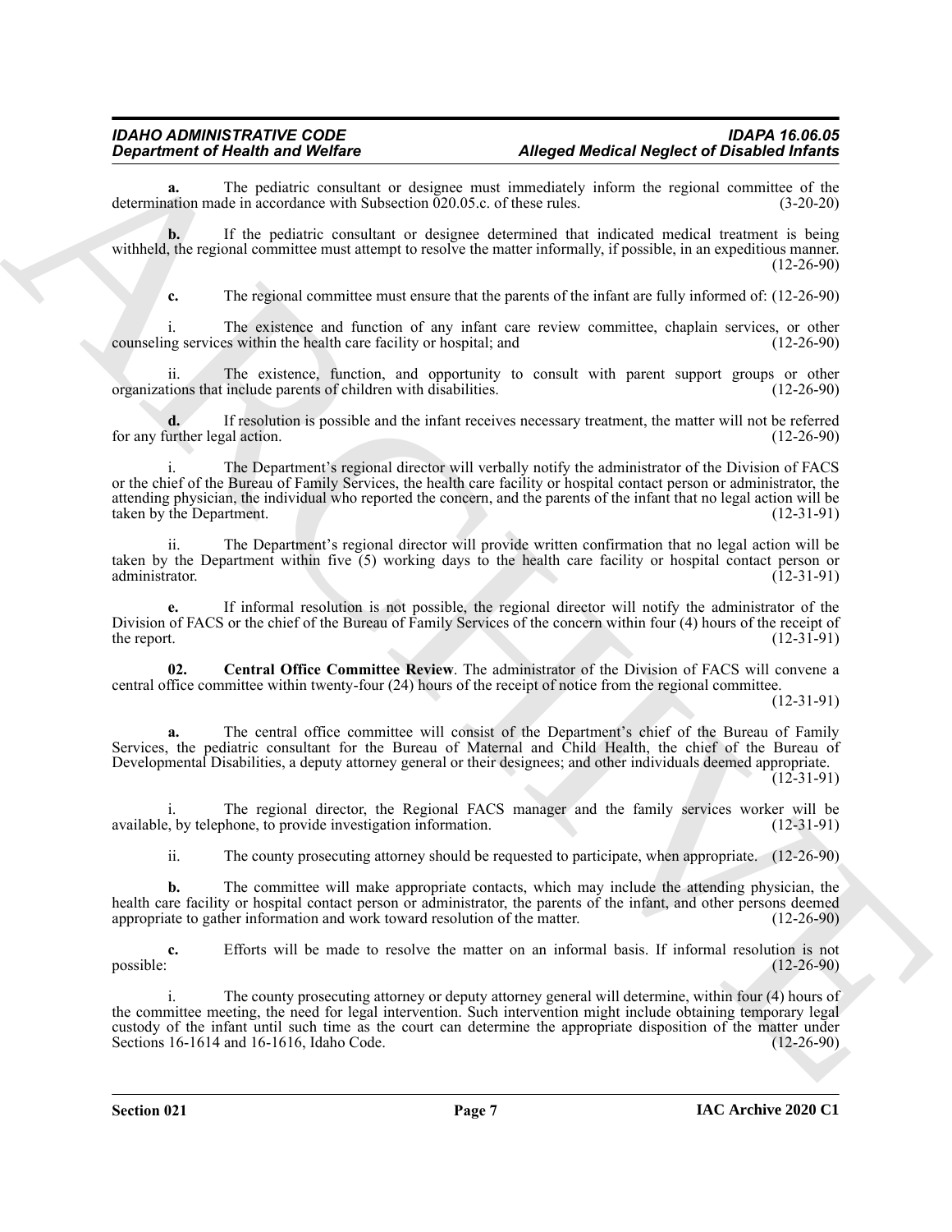**a.** The pediatric consultant or designee must immediately inform the regional committee of the determination made in accordance with Subsection 020.05.c. of these rules. (3-20-20)

**b.** If the pediatric consultant or designee determined that indicated medical treatment is being withheld, the regional committee must attempt to resolve the matter informally, if possible, in an expeditious manner. (12-26-90)

**c.** The regional committee must ensure that the parents of the infant are fully informed of: (12-26-90)

i. The existence and function of any infant care review committee, chaplain services, or other counseling services within the health care facility or hospital; and (12-26-90)

ii. The existence, function, and opportunity to consult with parent support groups or other organizations that include parents of children with disabilities. (12-26-90)

**d.** If resolution is possible and the infant receives necessary treatment, the matter will not be referred for any further legal action. (12-26-90)

i. The Department's regional director will verbally notify the administrator of the Division of FACS or the chief of the Bureau of Family Services, the health care facility or hospital contact person or administrator, the attending physician, the individual who reported the concern, and the parents of the infant that no legal action will be taken by the Department. (12-31-91)

ii. The Department's regional director will provide written confirmation that no legal action will be taken by the Department within five (5) working days to the health care facility or hospital contact person or administrator. (12-31-91)

**e.** If informal resolution is not possible, the regional director will notify the administrator of the Division of FACS or the chief of the Bureau of Family Services of the concern within four (4) hours of the receipt of the report. (12-31-91)

**02. Central Office Committee Review**. The administrator of the Division of FACS will convene a central office committee within twenty-four (24) hours of the receipt of notice from the regional committee. (12-31-91)

**a.** The central office committee will consist of the Department's chief of the Bureau of Family Services, the pediatric consultant for the Bureau of Maternal and Child Health, the chief of the Bureau of Developmental Disabilities, a deputy attorney general or their designees; and other individuals deemed appropriate. (12-31-91)

i. The regional director, the Regional FACS manager and the family services worker will be available, by telephone, to provide investigation information. (12-31-91)

ii. The county prosecuting attorney should be requested to participate, when appropriate. (12-26-90)

**b.** The committee will make appropriate contacts, which may include the attending physician, the health care facility or hospital contact person or administrator, the parents of the infant, and other persons deemed appropriate to gather information and work toward resolution of the matter. (12-26-90)

**c.** Efforts will be made to resolve the matter on an informal basis. If informal resolution is not possible: (12-26-90)

i. The county prosecuting attorney or deputy attorney general will determine, within four (4) hours of the committee meeting, the need for legal intervention. Such intervention might include obtaining temporary legal custody of the infant until such time as the court can determine the appropriate disposition of the matter under Sections 16-1614 and 16-1616, Idaho Code. (12-26-90)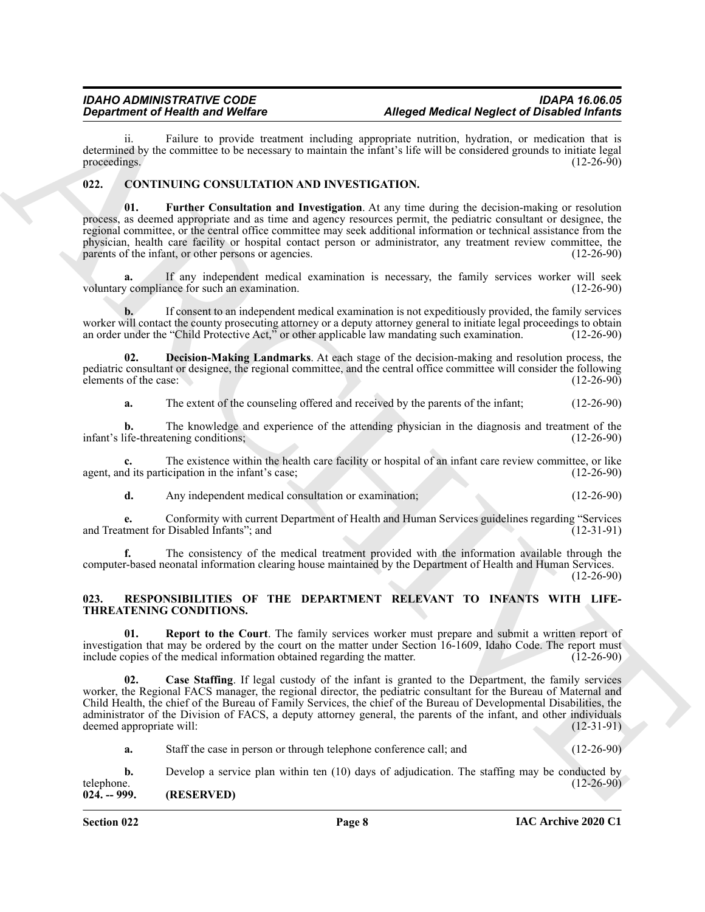ii. Failure to provide treatment including appropriate nutrition, hydration, or medication that is determined by the committee to be necessary to maintain the infant's life will be considered grounds to initiate legal proceedings. (12-26-90)

## 022. CONTINUING CONSULTATION AND INVESTIGATION.

**01. Further Consultation and Investigation**. At any time during the decision-making or resolution process, as deemed appropriate and as time and agency resources permit, the pediatric consultant or designee, the regional committee, or the central office committee may seek additional information or technical assistance from the physician, health care facility or hospital contact person or administrator, any treatment review committee, the parents of the infant, or other persons or agencies. (12-26-90)

**a.** If any independent medical examination is necessary, the family services worker will seek voluntary compliance for such an examination. (12-26-90)

**b.** If consent to an independent medical examination is not expeditiously provided, the family services worker will contact the county prosecuting attorney or a deputy attorney general to initiate legal proceedings to obtain an order under the "Child Protective Act," or other applicable law mandating such examination. (12-26-90)

**02. Decision-Making Landmarks**. At each stage of the decision-making and resolution process, the pediatric consultant or designee, the regional committee, and the central office committee will consider the following elements of the case: (12-26-90)

**a.** The extent of the counseling offered and received by the parents of the infant; (12-26-90)

**b.** The knowledge and experience of the attending physician in the diagnosis and treatment of the infant's life-threatening conditions; (12-26-90)

**c.** The existence within the health care facility or hospital of an infant care review committee, or like agent, and its participation in the infant's case; (12-26-90)

**d.** Any independent medical consultation or examination; (12-26-90)

**e.** Conformity with current Department of Health and Human Services guidelines regarding "Services and Treatment for Disabled Infants"; and (12-31-91)

**f.** The consistency of the medical treatment provided with the information available through the computer-based neonatal information clearing house maintained by the Department of Health and Human Services. (12-26-90)

## 023. RESPONSIBILITIES OF THE DEPARTMENT RELEVANT TO INFANTS WITH LIFE-THREATENING CONDITIONS.

**01. Report to the Court**. The family services worker must prepare and submit a written report of investigation that may be ordered by the court on the matter under Section 16-1609, Idaho Code. The report must include copies of the medical information obtained regarding the matter. (12-26-90)

**02. Case Staffing**. If legal custody of the infant is granted to the Department, the family services worker, the Regional FACS manager, the regional director, the pediatric consultant for the Bureau of Maternal and Child Health, the chief of the Bureau of Family Services, the chief of the Bureau of Developmental Disabilities, the administrator of the Division of FACS, a deputy attorney general, the parents of the infant, and other individuals deemed appropriate will: (12-31-91)

**a.** Staff the case in person or through telephone conference call; and (12-26-90)

**b.** Develop a service plan within ten (10) days of adjudication. The staffing may be conducted by telephone. (12-26-90)

## 024. -- 999. (RESERVED)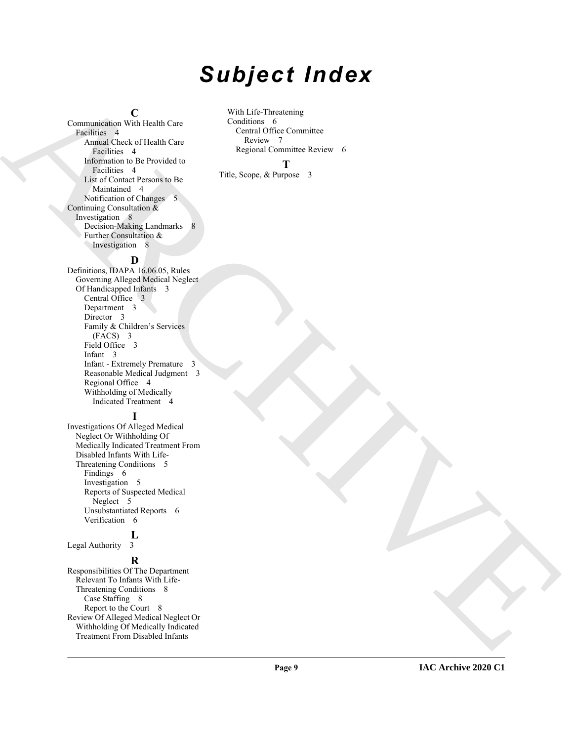# *Subject Index*

**C**

Communication With Health Care Facilities 4
- Annual Check of Health Care Facilities 4
- Information to Be Provided to Facilities 4
- List of Contact Persons to Be Maintained 4
- Notification of Changes 5

Continuing Consultation & Investigation 8
- Decision-Making Landmarks 8
- Further Consultation & Investigation 8

**D**

Definitions, IDAPA 16.06.05, Rules Governing Alleged Medical Neglect Of Handicapped Infants 3
- Central Office 3
- Department 3
- Director 3
- Family & Children's Services (FACS) 3
- Field Office 3
- Infant 3
- Infant - Extremely Premature 3
- Reasonable Medical Judgment 3
- Regional Office 4
- Withholding of Medically Indicated Treatment 4

**I**

Investigations Of Alleged Medical Neglect Or Withholding Of Medically Indicated Treatment From Disabled Infants With Life-Threatening Conditions 5
- Findings 6
- Investigation 5
- Reports of Suspected Medical Neglect 5
- Unsubstantiated Reports 6
- Verification 6

**L**

Legal Authority 3

**R**

Responsibilities Of The Department Relevant To Infants With Life-Threatening Conditions 8
- Case Staffing 8
- Report to the Court 8

Review Of Alleged Medical Neglect Or Withholding Of Medically Indicated Treatment From Disabled Infants With Life-Threatening Conditions 6
- Central Office Committee Review 7
- Regional Committee Review 6

**T**

Title, Scope, & Purpose 3